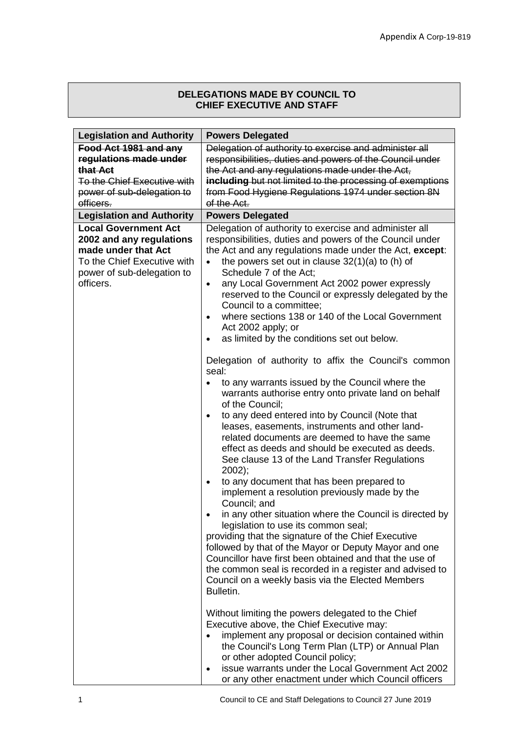Appendix A Corp-19-819

| DELEGATIONS MADE BY COUNCIL TO CHIEF EXECUTIVE AND STAFF |
|---|

| Legislation and Authority | Powers Delegated |
|---|---|
| ~~**Food Act 1981 and any regulations made under that Act**~~<br>~~To the Chief Executive with power of sub-delegation to officers.~~ | ~~Delegation of authority to exercise and administer all responsibilities, duties and powers of the Council under the Act and any regulations made under the Act, **including** but not limited to the processing of exemptions from Food Hygiene Regulations 1974 under section 8N of the Act.~~ |
| **Legislation and Authority** | **Powers Delegated** |
| **Local Government Act 2002 and any regulations made under that Act**<br>To the Chief Executive with power of sub-delegation to officers. | Delegation of authority to exercise and administer all responsibilities, duties and powers of the Council under the Act and any regulations made under the Act, **except**:<br>• the powers set out in clause 32(1)(a) to (h) of Schedule 7 of the Act;<br>• any Local Government Act 2002 power expressly reserved to the Council or expressly delegated by the Council to a committee;<br>• where sections 138 or 140 of the Local Government Act 2002 apply; or<br>• as limited by the conditions set out below.<br><br>Delegation of authority to affix the Council's common seal:<br>• to any warrants issued by the Council where the warrants authorise entry onto private land on behalf of the Council;<br>• to any deed entered into by Council (Note that leases, easements, instruments and other land-related documents are deemed to have the same effect as deeds and should be executed as deeds. See clause 13 of the Land Transfer Regulations 2002);<br>• to any document that has been prepared to implement a resolution previously made by the Council; and<br>• in any other situation where the Council is directed by legislation to use its common seal;<br>providing that the signature of the Chief Executive followed by that of the Mayor or Deputy Mayor and one Councillor have first been obtained and that the use of the common seal is recorded in a register and advised to Council on a weekly basis via the Elected Members Bulletin.<br><br>Without limiting the powers delegated to the Chief Executive above, the Chief Executive may:<br>• implement any proposal or decision contained within the Council's Long Term Plan (LTP) or Annual Plan or other adopted Council policy;<br>• issue warrants under the Local Government Act 2002 or any other enactment under which Council officers |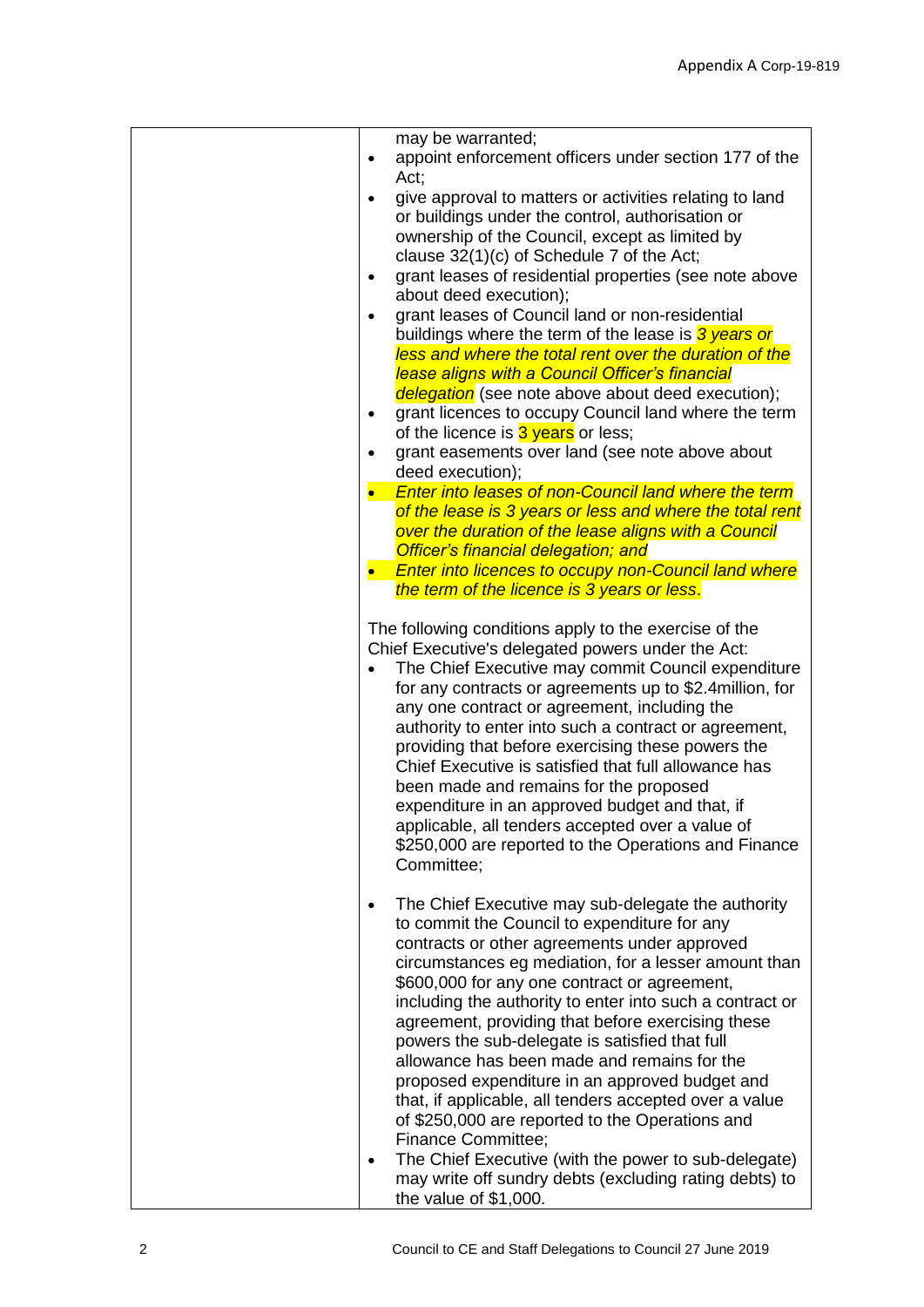| | |
|---|---|
| | may be warranted;<br>• appoint enforcement officers under section 177 of the Act;<br>• give approval to matters or activities relating to land or buildings under the control, authorisation or ownership of the Council, except as limited by clause 32(1)(c) of Schedule 7 of the Act;<br>• grant leases of residential properties (see note above about deed execution);<br>• grant leases of Council land or non-residential buildings where the term of the lease is *3 years or less and where the total rent over the duration of the lease aligns with a Council Officer's financial delegation* (see note above about deed execution);<br>• grant licences to occupy Council land where the term of the licence is 3 years or less;<br>• grant easements over land (see note above about deed execution);<br>• *Enter into leases of non-Council land where the term of the lease is 3 years or less and where the total rent over the duration of the lease aligns with a Council Officer's financial delegation; and*<br>• *Enter into licences to occupy non-Council land where the term of the licence is 3 years or less*.<br><br>The following conditions apply to the exercise of the Chief Executive's delegated powers under the Act:<br>• The Chief Executive may commit Council expenditure for any contracts or agreements up to $2.4million, for any one contract or agreement, including the authority to enter into such a contract or agreement, providing that before exercising these powers the Chief Executive is satisfied that full allowance has been made and remains for the proposed expenditure in an approved budget and that, if applicable, all tenders accepted over a value of $250,000 are reported to the Operations and Finance Committee;<br><br>• The Chief Executive may sub-delegate the authority to commit the Council to expenditure for any contracts or other agreements under approved circumstances eg mediation, for a lesser amount than $600,000 for any one contract or agreement, including the authority to enter into such a contract or agreement, providing that before exercising these powers the sub-delegate is satisfied that full allowance has been made and remains for the proposed expenditure in an approved budget and that, if applicable, all tenders accepted over a value of $250,000 are reported to the Operations and Finance Committee;<br>• The Chief Executive (with the power to sub-delegate) may write off sundry debts (excluding rating debts) to the value of $1,000. |